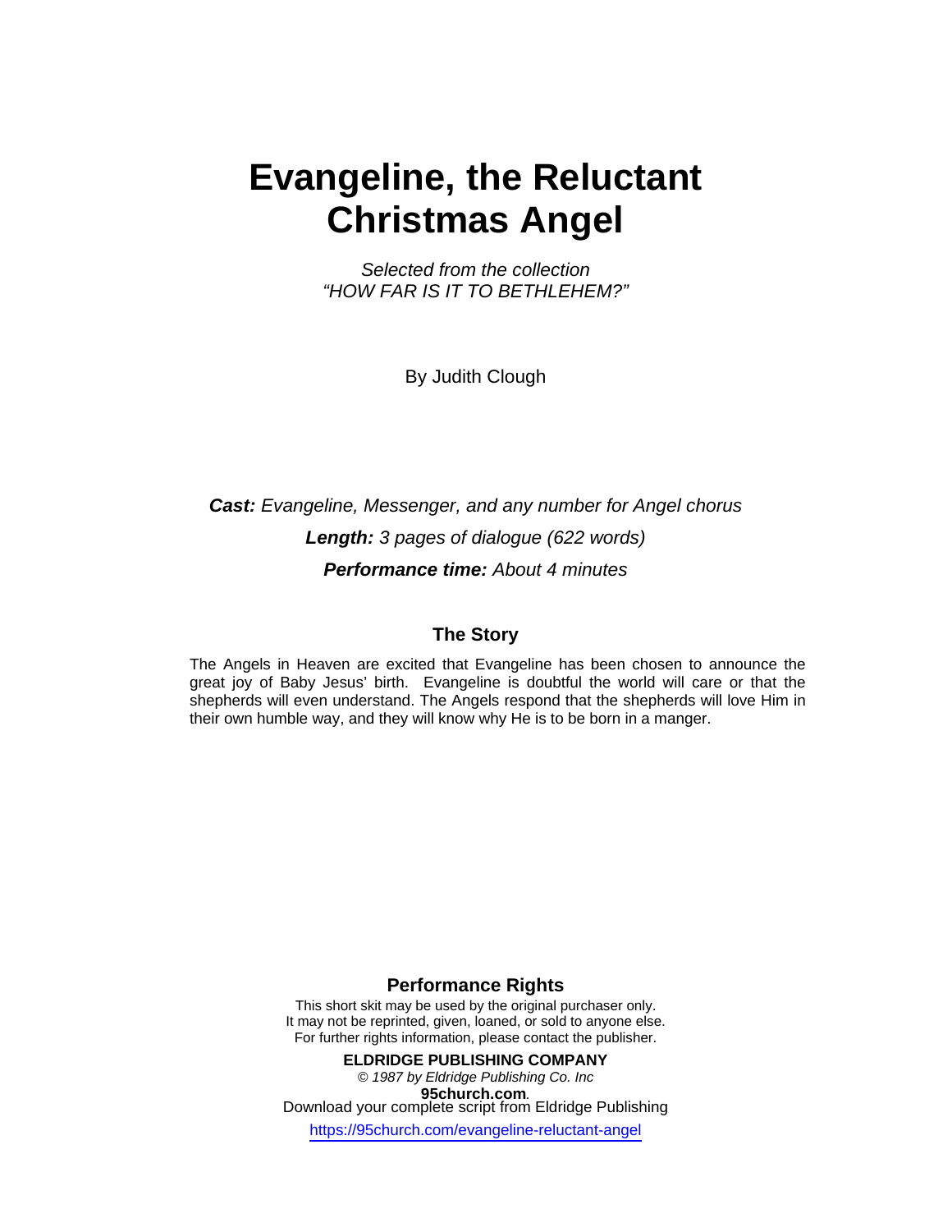# Evangeline, the Reluctant Christmas Angel

*Selected from the collection*
*"HOW FAR IS IT TO BETHLEHEM?"*

By Judith Clough

***Cast:*** *Evangeline, Messenger, and any number for Angel chorus*

***Length:*** *3 pages of dialogue (622 words)*

***Performance time:*** *About 4 minutes*

### The Story

The Angels in Heaven are excited that Evangeline has been chosen to announce the great joy of Baby Jesus' birth. Evangeline is doubtful the world will care or that the shepherds will even understand. The Angels respond that the shepherds will love Him in their own humble way, and they will know why He is to be born in a manger.

### Performance Rights

This short skit may be used by the original purchaser only.
It may not be reprinted, given, loaned, or sold to anyone else.
For further rights information, please contact the publisher.

**ELDRIDGE PUBLISHING COMPANY**
*© 1987 by Eldridge Publishing Co. Inc*
**95church.com**.
Download your complete script from Eldridge Publishing
https://95church.com/evangeline-reluctant-angel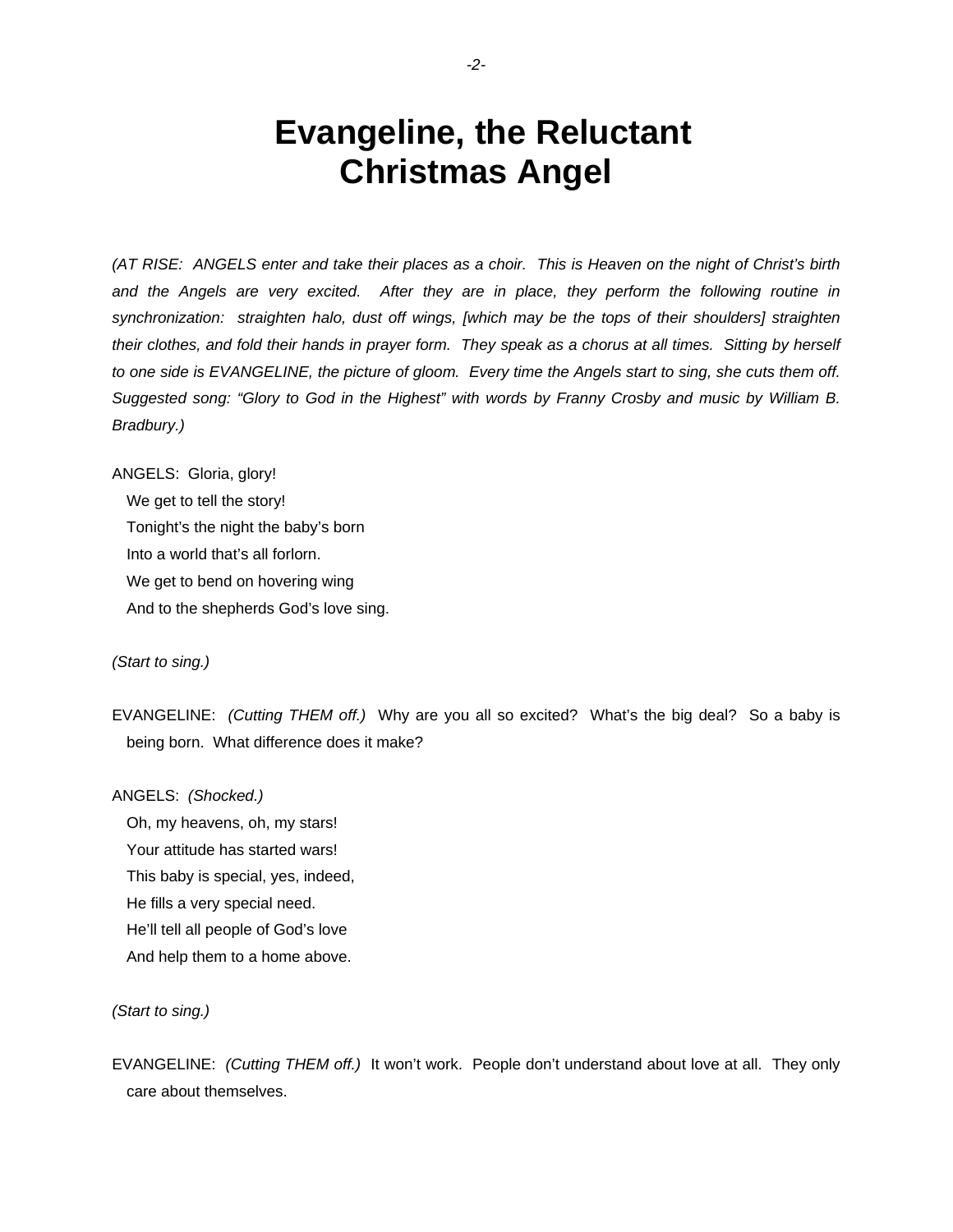# Evangeline, the Reluctant Christmas Angel

*(AT RISE: ANGELS enter and take their places as a choir. This is Heaven on the night of Christ's birth and the Angels are very excited. After they are in place, they perform the following routine in synchronization: straighten halo, dust off wings, [which may be the tops of their shoulders] straighten their clothes, and fold their hands in prayer form. They speak as a chorus at all times. Sitting by herself to one side is EVANGELINE, the picture of gloom. Every time the Angels start to sing, she cuts them off. Suggested song: "Glory to God in the Highest" with words by Franny Crosby and music by William B. Bradbury.)*

ANGELS: Gloria, glory!
We get to tell the story!
Tonight's the night the baby's born
Into a world that's all forlorn.
We get to bend on hovering wing
And to the shepherds God's love sing.

*(Start to sing.)*

EVANGELINE: *(Cutting THEM off.)* Why are you all so excited? What's the big deal? So a baby is being born. What difference does it make?

ANGELS: *(Shocked.)*
Oh, my heavens, oh, my stars!
Your attitude has started wars!
This baby is special, yes, indeed,
He fills a very special need.
He'll tell all people of God's love
And help them to a home above.

*(Start to sing.)*

EVANGELINE: *(Cutting THEM off.)* It won't work. People don't understand about love at all. They only care about themselves.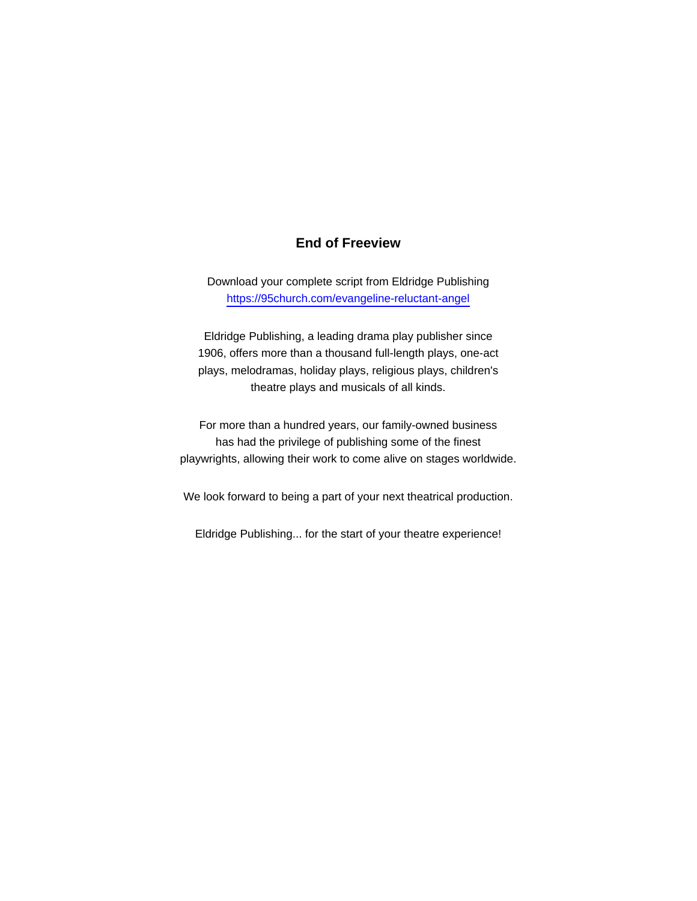## End of Freeview

Download your complete script from Eldridge Publishing
https://95church.com/evangeline-reluctant-angel

Eldridge Publishing, a leading drama play publisher since 1906, offers more than a thousand full-length plays, one-act plays, melodramas, holiday plays, religious plays, children's theatre plays and musicals of all kinds.

For more than a hundred years, our family-owned business has had the privilege of publishing some of the finest playwrights, allowing their work to come alive on stages worldwide.

We look forward to being a part of your next theatrical production.

Eldridge Publishing... for the start of your theatre experience!